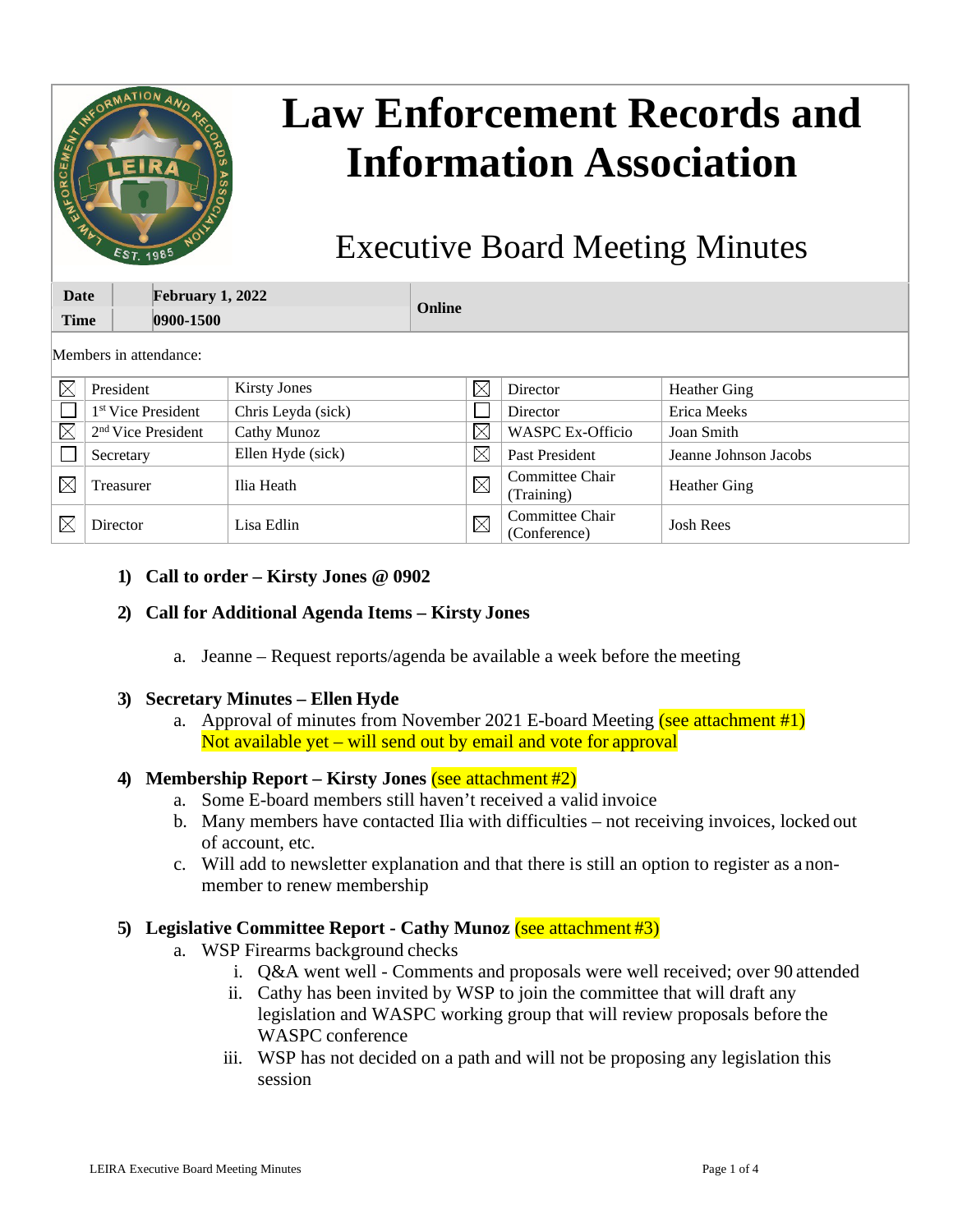# Law Enforcement Records and Information Association

## Executive Board Meeting Minutes

| Date | February 1, 2022 | Online |
|---|---|---|
| Time | 0900-1500 | |

Members in attendance:

| | | | | | |
|---|---|---|---|---|---|
| ☒ | President | Kirsty Jones | ☒ | Director | Heather Ging |
| ☐ | 1st Vice President | Chris Leyda (sick) | ☐ | Director | Erica Meeks |
| ☒ | 2nd Vice President | Cathy Munoz | ☒ | WASPC Ex-Officio | Joan Smith |
| ☐ | Secretary | Ellen Hyde (sick) | ☒ | Past President | Jeanne Johnson Jacobs |
| ☒ | Treasurer | Ilia Heath | ☒ | Committee Chair (Training) | Heather Ging |
| ☒ | Director | Lisa Edlin | ☒ | Committee Chair (Conference) | Josh Rees |

1) **Call to order – Kirsty Jones @ 0902**

2) **Call for Additional Agenda Items – Kirsty Jones**

   a. Jeanne – Request reports/agenda be available a week before the meeting

3) **Secretary Minutes – Ellen Hyde**

   a. Approval of minutes from November 2021 E-board Meeting (see attachment #1) Not available yet – will send out by email and vote for approval

4) **Membership Report – Kirsty Jones** (see attachment #2)

   a. Some E-board members still haven't received a valid invoice
   b. Many members have contacted Ilia with difficulties – not receiving invoices, locked out of account, etc.
   c. Will add to newsletter explanation and that there is still an option to register as a non-member to renew membership

5) **Legislative Committee Report - Cathy Munoz** (see attachment #3)

   a. WSP Firearms background checks
      i. Q&A went well - Comments and proposals were well received; over 90 attended
      ii. Cathy has been invited by WSP to join the committee that will draft any legislation and WASPC working group that will review proposals before the WASPC conference
      iii. WSP has not decided on a path and will not be proposing any legislation this session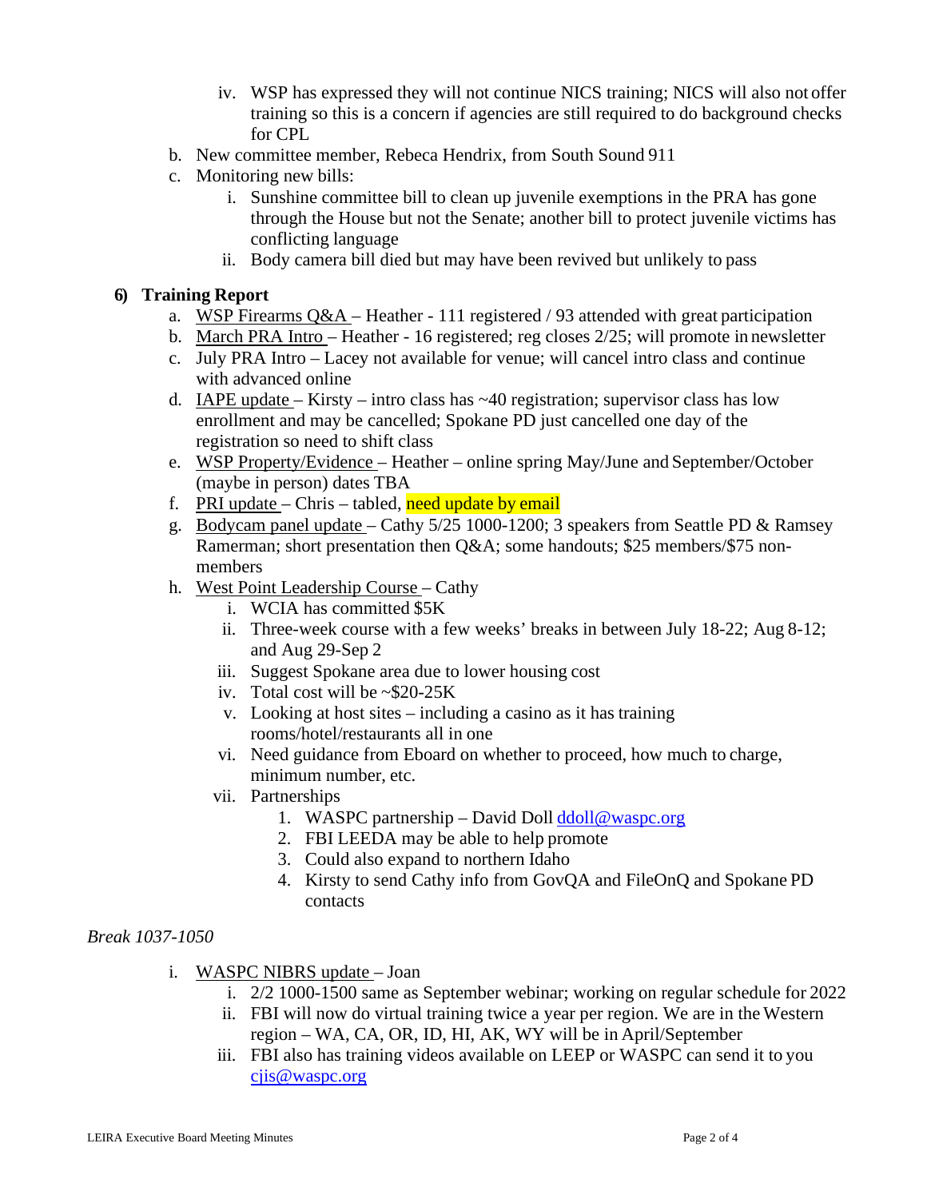iv. WSP has expressed they will not continue NICS training; NICS will also not offer training so this is a concern if agencies are still required to do background checks for CPL

b. New committee member, Rebeca Hendrix, from South Sound 911

c. Monitoring new bills:

   i. Sunshine committee bill to clean up juvenile exemptions in the PRA has gone through the House but not the Senate; another bill to protect juvenile victims has conflicting language

   ii. Body camera bill died but may have been revived but unlikely to pass

**6) Training Report**

a. <u>WSP Firearms Q&A</u> – Heather - 111 registered / 93 attended with great participation

b. <u>March PRA Intro</u> – Heather - 16 registered; reg closes 2/25; will promote in newsletter

c. July PRA Intro – Lacey not available for venue; will cancel intro class and continue with advanced online

d. <u>IAPE update</u> – Kirsty – intro class has ~40 registration; supervisor class has low enrollment and may be cancelled; Spokane PD just cancelled one day of the registration so need to shift class

e. <u>WSP Property/Evidence</u> – Heather – online spring May/June and September/October (maybe in person) dates TBA

f. <u>PRI update</u> – Chris – tabled, need update by email

g. <u>Bodycam panel update</u> – Cathy 5/25 1000-1200; 3 speakers from Seattle PD & Ramsey Ramerman; short presentation then Q&A; some handouts; $25 members/$75 non-members

h. <u>West Point Leadership Course</u> – Cathy

   i. WCIA has committed $5K

   ii. Three-week course with a few weeks' breaks in between July 18-22; Aug 8-12; and Aug 29-Sep 2

   iii. Suggest Spokane area due to lower housing cost

   iv. Total cost will be ~$20-25K

   v. Looking at host sites – including a casino as it has training rooms/hotel/restaurants all in one

   vi. Need guidance from Eboard on whether to proceed, how much to charge, minimum number, etc.

   vii. Partnerships

      1. WASPC partnership – David Doll ddoll@waspc.org
      2. FBI LEEDA may be able to help promote
      3. Could also expand to northern Idaho
      4. Kirsty to send Cathy info from GovQA and FileOnQ and Spokane PD contacts

*Break 1037-1050*

i. <u>WASPC NIBRS update</u> – Joan

   i. 2/2 1000-1500 same as September webinar; working on regular schedule for 2022

   ii. FBI will now do virtual training twice a year per region. We are in the Western region – WA, CA, OR, ID, HI, AK, WY will be in April/September

   iii. FBI also has training videos available on LEEP or WASPC can send it to you cjis@waspc.org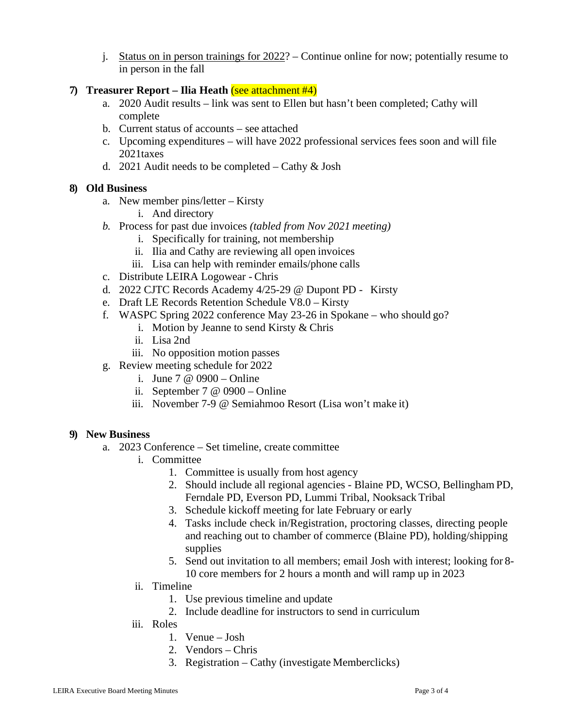j. <u>Status on in person trainings for 2022</u>? – Continue online for now; potentially resume to in person in the fall

**7) Treasurer Report – Ilia Heath** (see attachment #4)

a. 2020 Audit results – link was sent to Ellen but hasn't been completed; Cathy will complete
b. Current status of accounts – see attached
c. Upcoming expenditures – will have 2022 professional services fees soon and will file 2021taxes
d. 2021 Audit needs to be completed – Cathy & Josh

**8) Old Business**

a. New member pins/letter – Kirsty
    i. And directory
*b.* Process for past due invoices *(tabled from Nov 2021 meeting)*
    i. Specifically for training, not membership
    ii. Ilia and Cathy are reviewing all open invoices
    iii. Lisa can help with reminder emails/phone calls
c. Distribute LEIRA Logowear - Chris
d. 2022 CJTC Records Academy 4/25-29 @ Dupont PD - Kirsty
e. Draft LE Records Retention Schedule V8.0 – Kirsty
f. WASPC Spring 2022 conference May 23-26 in Spokane – who should go?
    i. Motion by Jeanne to send Kirsty & Chris
    ii. Lisa 2nd
    iii. No opposition motion passes
g. Review meeting schedule for 2022
    i. June 7 @ 0900 – Online
    ii. September 7 @ 0900 – Online
    iii. November 7-9 @ Semiahmoo Resort (Lisa won't make it)

**9) New Business**

a. 2023 Conference – Set timeline, create committee
    i. Committee
        1. Committee is usually from host agency
        2. Should include all regional agencies - Blaine PD, WCSO, Bellingham PD, Ferndale PD, Everson PD, Lummi Tribal, Nooksack Tribal
        3. Schedule kickoff meeting for late February or early
        4. Tasks include check in/Registration, proctoring classes, directing people and reaching out to chamber of commerce (Blaine PD), holding/shipping supplies
        5. Send out invitation to all members; email Josh with interest; looking for 8-10 core members for 2 hours a month and will ramp up in 2023
    ii. Timeline
        1. Use previous timeline and update
        2. Include deadline for instructors to send in curriculum
    iii. Roles
        1. Venue – Josh
        2. Vendors – Chris
        3. Registration – Cathy (investigate Memberclicks)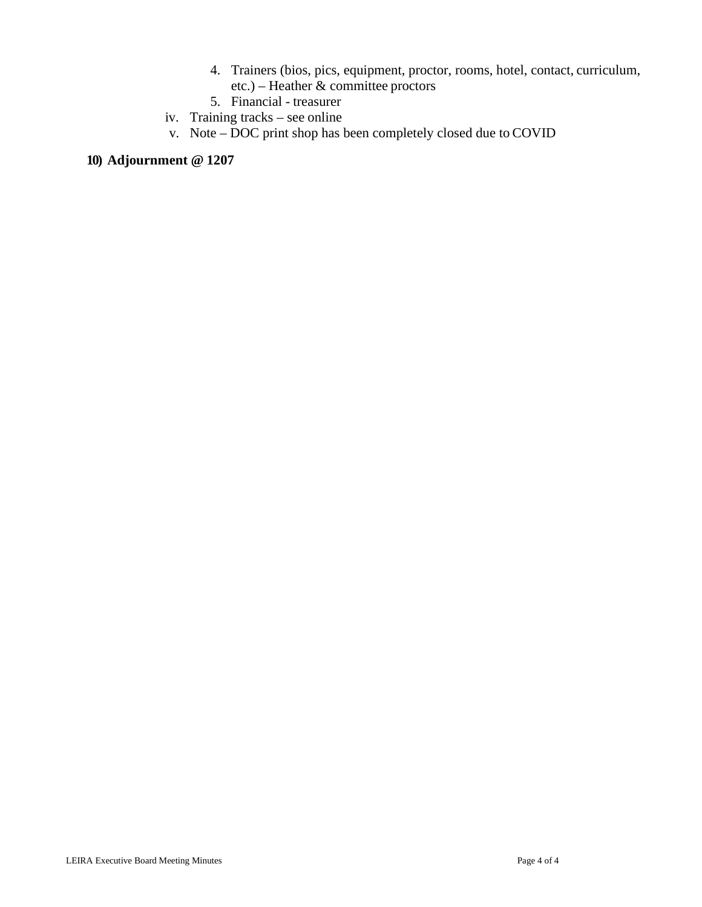4. Trainers (bios, pics, equipment, proctor, rooms, hotel, contact, curriculum, etc.) – Heather & committee proctors
5. Financial - treasurer

iv. Training tracks – see online

v. Note – DOC print shop has been completely closed due to COVID

**10) Adjournment @ 1207**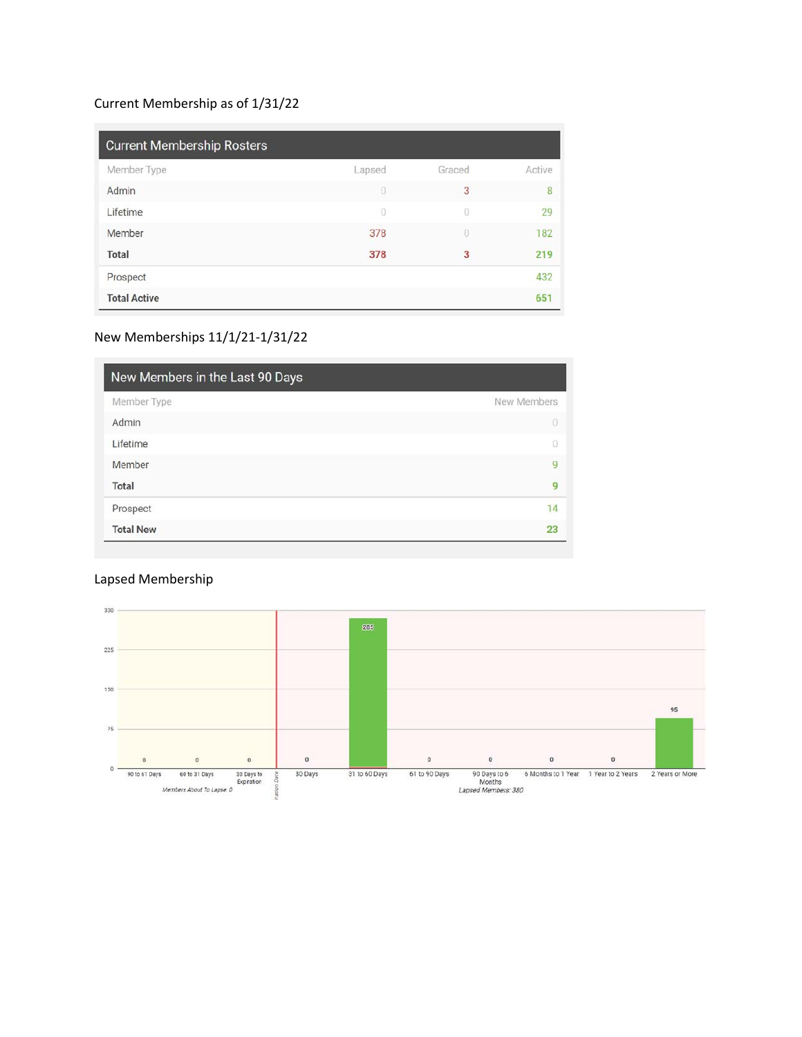Current Membership as of 1/31/22

| Current Membership Rosters | | | |
|---|---|---|---|
| Member Type | Lapsed | Graced | Active |
| Admin | 0 | 3 | 8 |
| Lifetime | 0 | 0 | 29 |
| Member | 378 | 0 | 182 |
| **Total** | **378** | **3** | **219** |
| Prospect | | | 432 |
| **Total Active** | | | **651** |

New Memberships 11/1/21-1/31/22

| New Members in the Last 90 Days | |
|---|---|
| Member Type | New Members |
| Admin | 0 |
| Lifetime | 0 |
| Member | 9 |
| **Total** | **9** |
| Prospect | 14 |
| **Total New** | **23** |

Lapsed Membership

| 90 to 61 Days | 60 to 31 Days | 30 Days to Expiration | 30 Days | 31 to 60 Days | 61 to 90 Days | 90 Days to 6 Months | 6 Months to 1 Year | 1 Year to 2 Years | 2 Years or More |
|---|---|---|---|---|---|---|---|---|---|
| 0 | 0 | 0 | 0 | 285 | 0 | 0 | 0 | 0 | 95 |

*Members About To Lapse: 0*

*Lapsed Members: 380*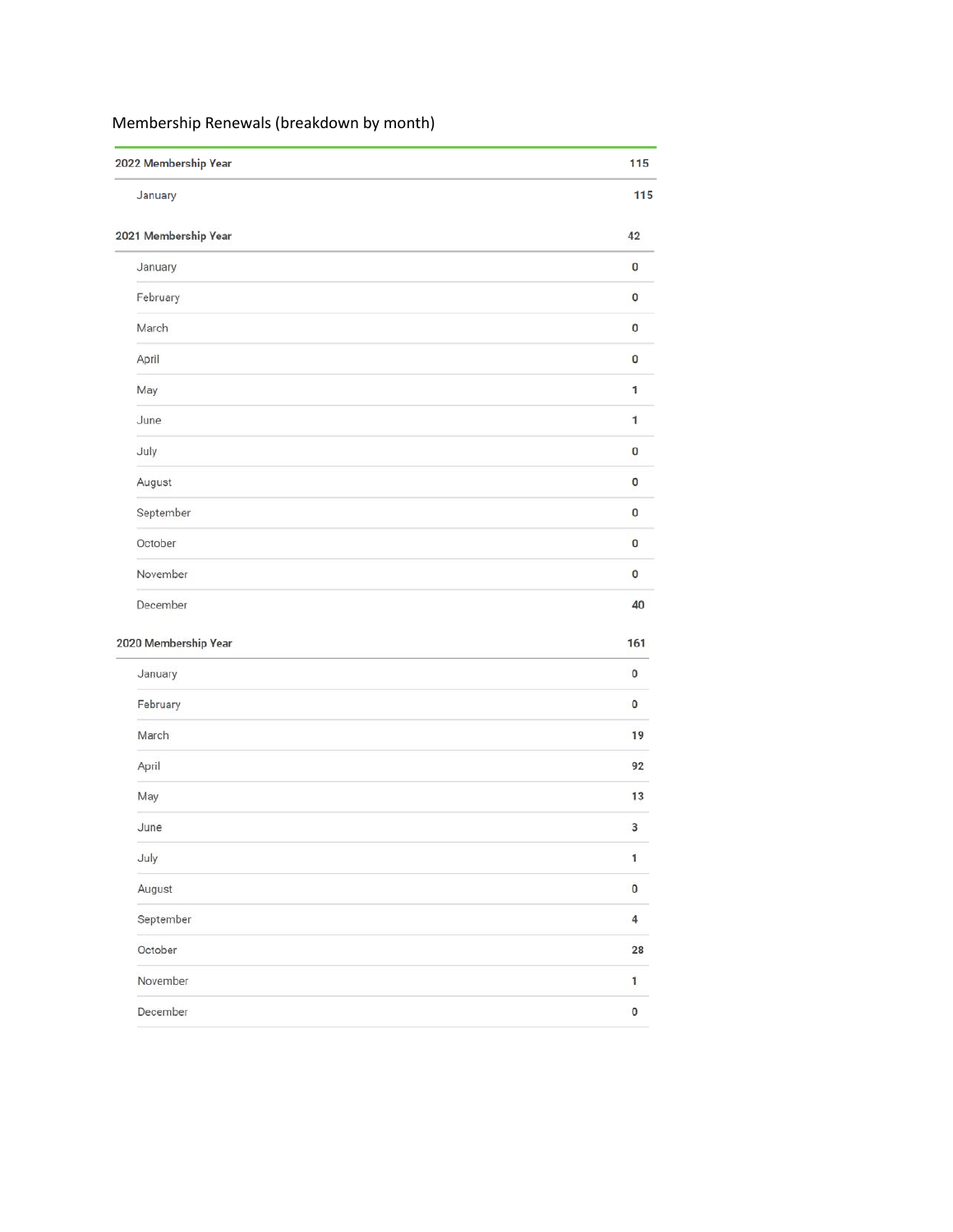# Membership Renewals (breakdown by month)

| 2022 Membership Year | 115 |
|---|---|
| January | 115 |

| 2021 Membership Year | 42 |
|---|---|
| January | 0 |
| February | 0 |
| March | 0 |
| April | 0 |
| May | 1 |
| June | 1 |
| July | 0 |
| August | 0 |
| September | 0 |
| October | 0 |
| November | 0 |
| December | 40 |

| 2020 Membership Year | 161 |
|---|---|
| January | 0 |
| February | 0 |
| March | 19 |
| April | 92 |
| May | 13 |
| June | 3 |
| July | 1 |
| August | 0 |
| September | 4 |
| October | 28 |
| November | 1 |
| December | 0 |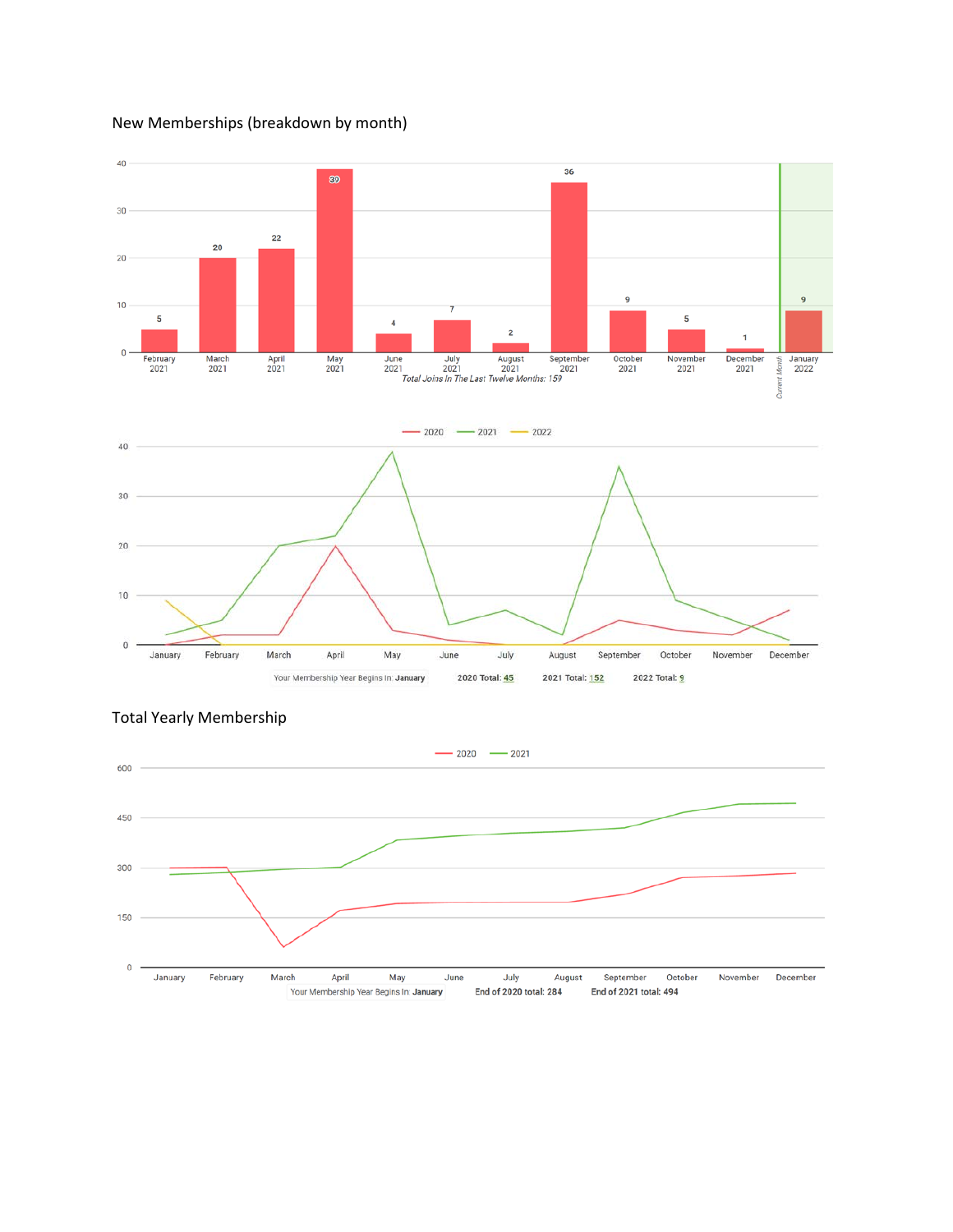## New Memberships (breakdown by month)

| Month | New Memberships |
|---|---|
| February 2021 | 5 |
| March 2021 | 20 |
| April 2021 | 22 |
| May 2021 | 39 |
| June 2021 | 4 |
| July 2021 | 7 |
| August 2021 | 2 |
| September 2021 | 36 |
| October 2021 | 9 |
| November 2021 | 5 |
| December 2021 | 1 |
| January 2022 (Current Month) | 9 |

*Total Joins In The Last Twelve Months: 159*

Your Membership Year Begins In: **January** — **2020 Total: 45** — **2021 Total: 152** — **2022 Total: 9**

## Total Yearly Membership

Your Membership Year Begins In: **January** — **End of 2020 total: 284** — **End of 2021 total: 494**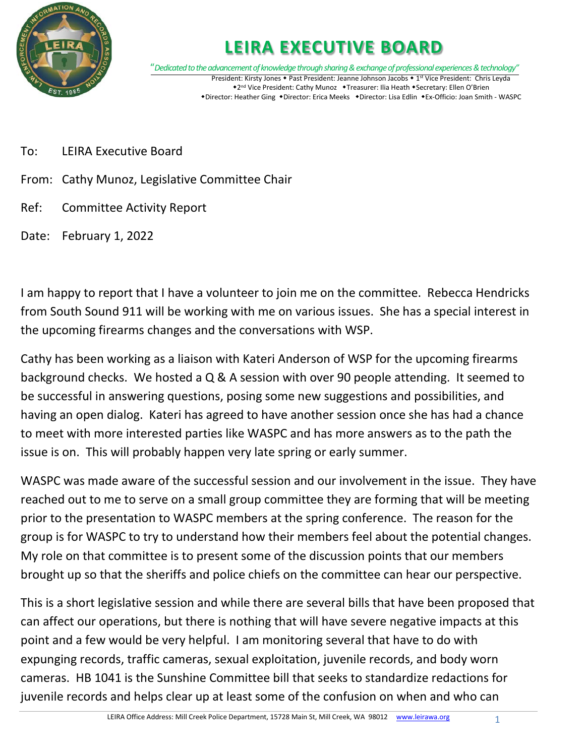# LEIRA EXECUTIVE BOARD

*"Dedicated to the advancement of knowledge through sharing & exchange of professional experiences & technology"*

President: Kirsty Jones ◆ Past President: Jeanne Johnson Jacobs ◆ 1st Vice President: Chris Leyda ◆2nd Vice President: Cathy Munoz ◆Treasurer: Ilia Heath ◆Secretary: Ellen O'Brien ◆Director: Heather Ging ◆Director: Erica Meeks ◆Director: Lisa Edlin ◆Ex-Officio: Joan Smith - WASPC

To: LEIRA Executive Board

From: Cathy Munoz, Legislative Committee Chair

Ref: Committee Activity Report

Date: February 1, 2022

I am happy to report that I have a volunteer to join me on the committee. Rebecca Hendricks from South Sound 911 will be working with me on various issues. She has a special interest in the upcoming firearms changes and the conversations with WSP.

Cathy has been working as a liaison with Kateri Anderson of WSP for the upcoming firearms background checks. We hosted a Q & A session with over 90 people attending. It seemed to be successful in answering questions, posing some new suggestions and possibilities, and having an open dialog. Kateri has agreed to have another session once she has had a chance to meet with more interested parties like WASPC and has more answers as to the path the issue is on. This will probably happen very late spring or early summer.

WASPC was made aware of the successful session and our involvement in the issue. They have reached out to me to serve on a small group committee they are forming that will be meeting prior to the presentation to WASPC members at the spring conference. The reason for the group is for WASPC to try to understand how their members feel about the potential changes. My role on that committee is to present some of the discussion points that our members brought up so that the sheriffs and police chiefs on the committee can hear our perspective.

This is a short legislative session and while there are several bills that have been proposed that can affect our operations, but there is nothing that will have severe negative impacts at this point and a few would be very helpful. I am monitoring several that have to do with expunging records, traffic cameras, sexual exploitation, juvenile records, and body worn cameras. HB 1041 is the Sunshine Committee bill that seeks to standardize redactions for juvenile records and helps clear up at least some of the confusion on when and who can

LEIRA Office Address: Mill Creek Police Department, 15728 Main St, Mill Creek, WA 98012 www.leirawa.org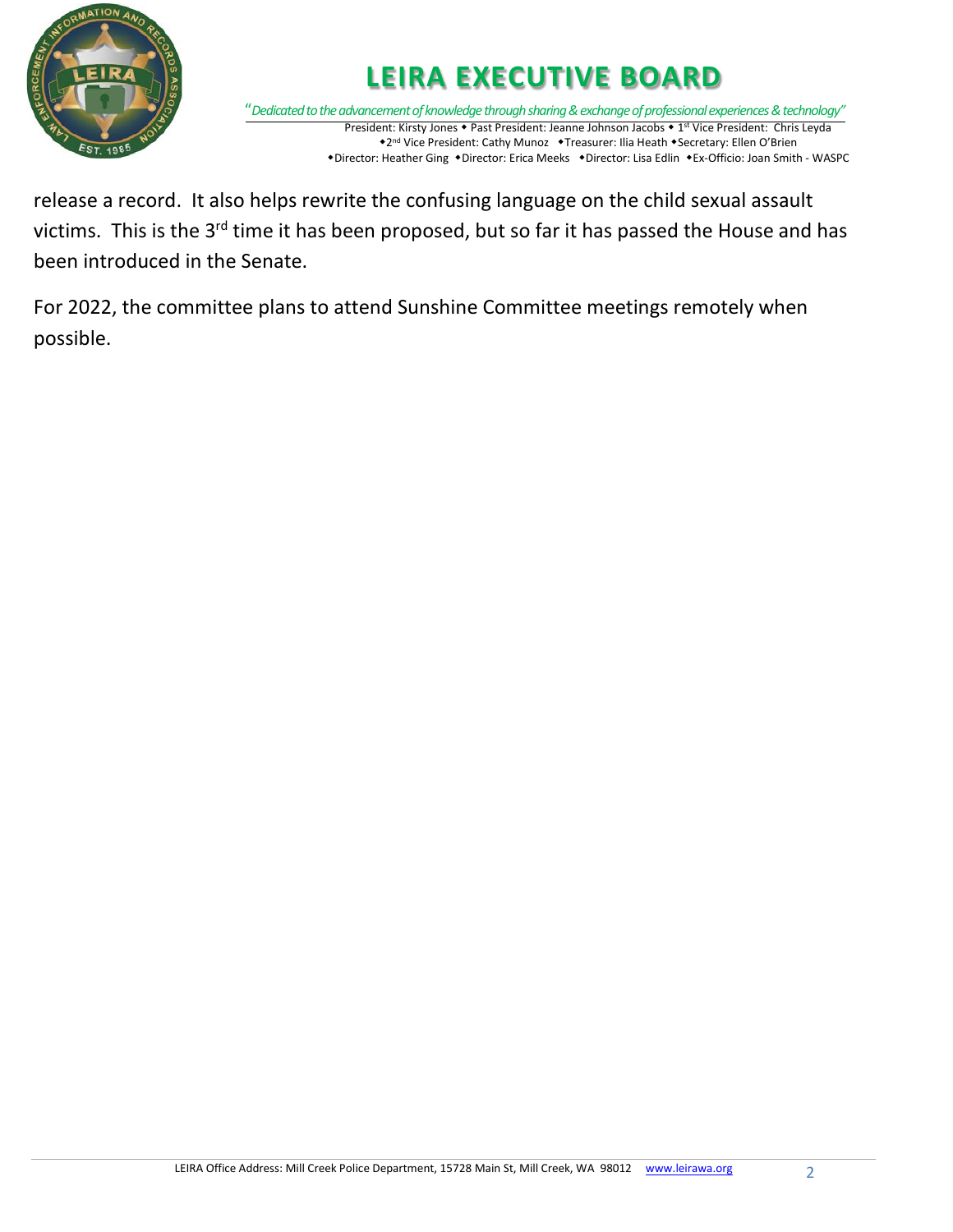release a record. It also helps rewrite the confusing language on the child sexual assault victims. This is the 3rd time it has been proposed, but so far it has passed the House and has been introduced in the Senate.

For 2022, the committee plans to attend Sunshine Committee meetings remotely when possible.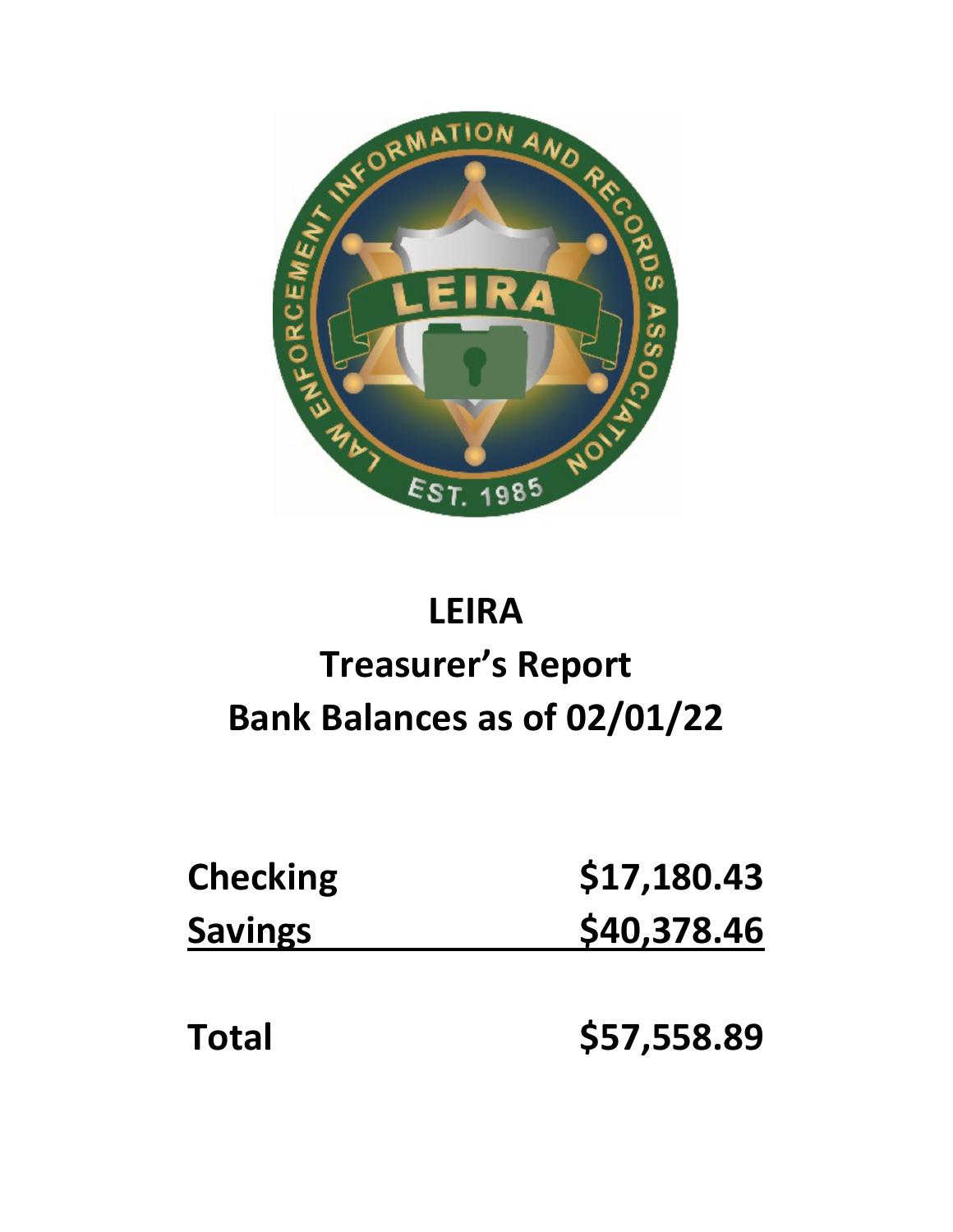# LEIRA

## Treasurer's Report

## Bank Balances as of 02/01/22

| | |
|---|---|
| **Checking** | **$17,180.43** |
| **Savings** | **$40,378.46** |
| **Total** | **$57,558.89** |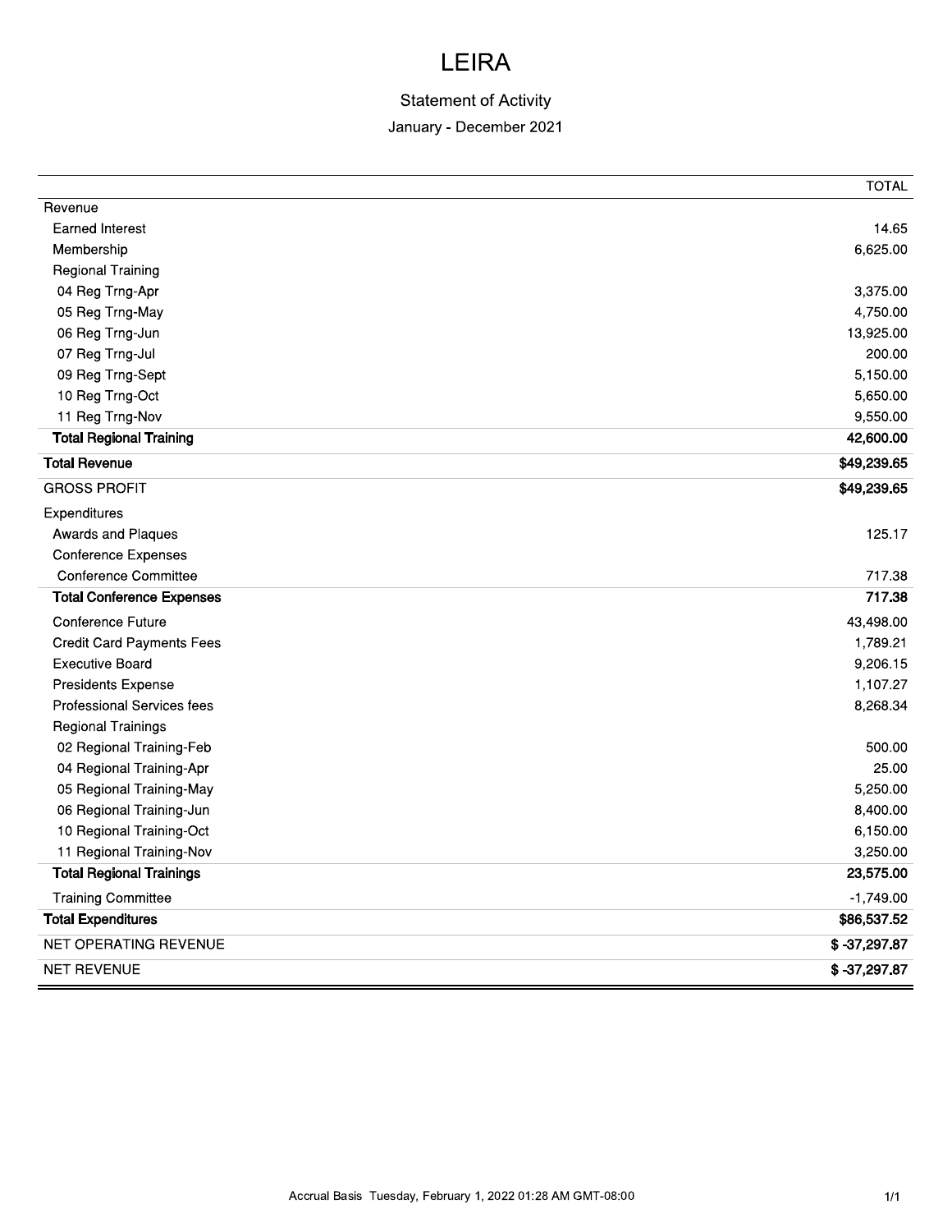# LEIRA

## Statement of Activity

January - December 2021

| | TOTAL |
|---|---|
| Revenue | |
| Earned Interest | 14.65 |
| Membership | 6,625.00 |
| Regional Training | |
| 04 Reg Trng-Apr | 3,375.00 |
| 05 Reg Trng-May | 4,750.00 |
| 06 Reg Trng-Jun | 13,925.00 |
| 07 Reg Trng-Jul | 200.00 |
| 09 Reg Trng-Sept | 5,150.00 |
| 10 Reg Trng-Oct | 5,650.00 |
| 11 Reg Trng-Nov | 9,550.00 |
| **Total Regional Training** | **42,600.00** |
| **Total Revenue** | **$49,239.65** |
| GROSS PROFIT | **$49,239.65** |
| Expenditures | |
| Awards and Plaques | 125.17 |
| Conference Expenses | |
| Conference Committee | 717.38 |
| **Total Conference Expenses** | **717.38** |
| Conference Future | 43,498.00 |
| Credit Card Payments Fees | 1,789.21 |
| Executive Board | 9,206.15 |
| Presidents Expense | 1,107.27 |
| Professional Services fees | 8,268.34 |
| Regional Trainings | |
| 02 Regional Training-Feb | 500.00 |
| 04 Regional Training-Apr | 25.00 |
| 05 Regional Training-May | 5,250.00 |
| 06 Regional Training-Jun | 8,400.00 |
| 10 Regional Training-Oct | 6,150.00 |
| 11 Regional Training-Nov | 3,250.00 |
| **Total Regional Trainings** | **23,575.00** |
| Training Committee | -1,749.00 |
| **Total Expenditures** | **$86,537.52** |
| NET OPERATING REVENUE | **$ -37,297.87** |
| NET REVENUE | **$ -37,297.87** |

Accrual Basis Tuesday, February 1, 2022 01:28 AM GMT-08:00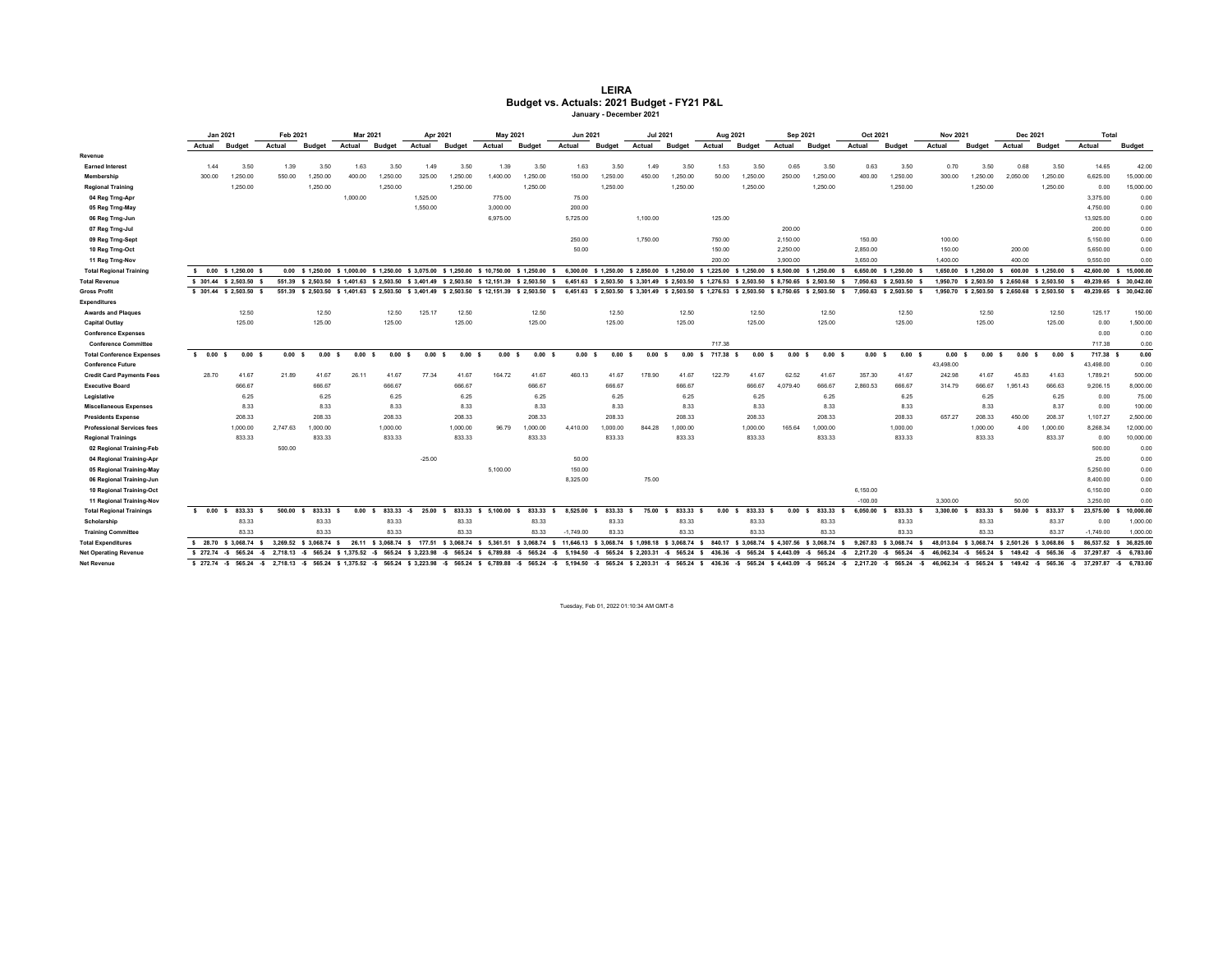# LEIRA

## Budget vs. Actuals: 2021 Budget - FY21 P&L

January - December 2021

| | Jan 2021 | | Feb 2021 | | Mar 2021 | | Apr 2021 | | May 2021 | | Jun 2021 | | Jul 2021 | | Aug 2021 | | Sep 2021 | | Oct 2021 | | Nov 2021 | | Dec 2021 | | Total | |
|---|---|---|---|---|---|---|---|---|---|---|---|---|---|---|---|---|---|---|---|---|---|---|---|---|---|---|
| | Actual | Budget | Actual | Budget | Actual | Budget | Actual | Budget | Actual | Budget | Actual | Budget | Actual | Budget | Actual | Budget | Actual | Budget | Actual | Budget | Actual | Budget | Actual | Budget | Actual | Budget |
| **Revenue** | | | | | | | | | | | | | | | | | | | | | | | | | | |
| Earned Interest | 1.44 | 3.50 | 1.39 | 3.50 | 1.63 | 3.50 | 1.49 | 3.50 | 1.39 | 3.50 | 1.63 | 3.50 | 1.49 | 3.50 | 1.53 | 3.50 | 0.65 | 3.50 | 0.63 | 3.50 | 0.70 | 3.50 | 0.68 | 3.50 | 14.65 | 42.00 |
| Membership | 300.00 | 1,250.00 | 550.00 | 1,250.00 | 400.00 | 1,250.00 | 325.00 | 1,250.00 | 1,400.00 | 1,250.00 | 150.00 | 1,250.00 | 450.00 | 1,250.00 | 50.00 | 1,250.00 | 250.00 | 1,250.00 | 400.00 | 1,250.00 | 300.00 | 1,250.00 | 2,050.00 | 1,250.00 | 6,625.00 | 15,000.00 |
| Regional Training | | 1,250.00 | | 1,250.00 | | 1,250.00 | | 1,250.00 | | 1,250.00 | | 1,250.00 | | 1,250.00 | | 1,250.00 | | 1,250.00 | | 1,250.00 | | 1,250.00 | | 1,250.00 | 0.00 | 15,000.00 |
| 04 Reg Trng-Apr | | | | | 1,000.00 | | 1,525.00 | | 775.00 | | 75.00 | | | | | | | | | | | | | | 3,375.00 | 0.00 |
| 05 Reg Trng-May | | | | | | | 1,550.00 | | 3,000.00 | | 200.00 | | | | | | | | | | | | | | 4,750.00 | 0.00 |
| 06 Reg Trng-Jun | | | | | | | | | 6,975.00 | | 5,725.00 | | 1,100.00 | | 125.00 | | | | | | | | | | 13,925.00 | 0.00 |
| 07 Reg Trng-Jul | | | | | | | | | | | | | | | | | 200.00 | | | | | | | | 200.00 | 0.00 |
| 09 Reg Trng-Sept | | | | | | | | | | | 250.00 | | 1,750.00 | | 750.00 | | 2,150.00 | | 150.00 | | 100.00 | | | | 5,150.00 | 0.00 |
| 10 Reg Trng-Oct | | | | | | | | | | | 50.00 | | | | 150.00 | | 2,250.00 | | 2,850.00 | | 150.00 | | 200.00 | | 5,650.00 | 0.00 |
| 11 Reg Trng-Nov | | | | | | | | | | | | | | | 200.00 | | 3,900.00 | | 3,650.00 | | 1,400.00 | | 400.00 | | 9,550.00 | 0.00 |
| **Total Regional Training** | $ 0.00 | $ 1,250.00 | $ 0.00 | $ 1,250.00 | $ 1,000.00 | $ 1,250.00 | $ 3,075.00 | $ 1,250.00 | $ 10,750.00 | $ 1,250.00 | $ 6,300.00 | $ 1,250.00 | $ 2,850.00 | $ 1,250.00 | $ 1,225.00 | $ 1,250.00 | $ 8,500.00 | $ 1,250.00 | $ 6,650.00 | $ 1,250.00 | $ 1,650.00 | $ 1,250.00 | $ 600.00 | $ 1,250.00 | $ 42,600.00 | $ 15,000.00 |
| **Total Revenue** | $ 301.44 | $ 2,503.50 | $ 551.39 | $ 2,503.50 | $ 1,401.63 | $ 2,503.50 | $ 3,401.49 | $ 2,503.50 | $ 12,151.39 | $ 2,503.50 | $ 6,451.63 | $ 2,503.50 | $ 3,301.49 | $ 2,503.50 | $ 1,276.53 | $ 2,503.50 | $ 8,750.65 | $ 2,503.50 | $ 7,050.63 | $ 2,503.50 | $ 1,950.70 | $ 2,503.50 | $ 2,650.68 | $ 2,503.50 | $ 49,239.65 | $ 30,042.00 |
| **Gross Profit** | $ 301.44 | $ 2,503.50 | $ 551.39 | $ 2,503.50 | $ 1,401.63 | $ 2,503.50 | $ 3,401.49 | $ 2,503.50 | $ 12,151.39 | $ 2,503.50 | $ 6,451.63 | $ 2,503.50 | $ 3,301.49 | $ 2,503.50 | $ 1,276.53 | $ 2,503.50 | $ 8,750.65 | $ 2,503.50 | $ 7,050.63 | $ 2,503.50 | $ 1,950.70 | $ 2,503.50 | $ 2,650.68 | $ 2,503.50 | $ 49,239.65 | $ 30,042.00 |
| **Expenditures** | | | | | | | | | | | | | | | | | | | | | | | | | | |
| Awards and Plaques | | 12.50 | | 12.50 | | 12.50 | 125.17 | 12.50 | | 12.50 | | 12.50 | | 12.50 | | 12.50 | | 12.50 | | 12.50 | | 12.50 | | 12.50 | 125.17 | 150.00 |
| Capital Outlay | | 125.00 | | 125.00 | | 125.00 | | 125.00 | | 125.00 | | 125.00 | | 125.00 | | 125.00 | | 125.00 | | 125.00 | | 125.00 | | 125.00 | 0.00 | 1,500.00 |
| Conference Expenses | | | | | | | | | | | | | | | | | | | | | | | | | 0.00 | 0.00 |
| Conference Committee | | | | | | | | | | | | | | | 717.38 | | | | | | | | | | 717.38 | 0.00 |
| **Total Conference Expenses** | $ 0.00 | $ 0.00 | $ 0.00 | $ 0.00 | $ 0.00 | $ 0.00 | $ 0.00 | $ 0.00 | $ 0.00 | $ 0.00 | $ 0.00 | $ 0.00 | $ 0.00 | $ 0.00 | $ 717.38 | $ 0.00 | $ 0.00 | $ 0.00 | $ 0.00 | $ 0.00 | $ 0.00 | $ 0.00 | $ 0.00 | $ 0.00 | $ 717.38 | $ 0.00 |
| Conference Future | | | | | | | | | | | | | | | | | | | | | 43,498.00 | | | | 43,498.00 | 0.00 |
| Credit Card Payments Fees | 28.70 | 41.67 | 21.89 | 41.67 | 26.11 | 41.67 | 77.34 | 41.67 | 164.72 | 41.67 | 460.13 | 41.67 | 178.90 | 41.67 | 122.79 | 41.67 | 62.52 | 41.67 | 357.30 | 41.67 | 242.98 | 41.67 | 45.83 | 41.63 | 1,789.21 | 500.00 |
| Executive Board | | 666.67 | | 666.67 | | 666.67 | | 666.67 | | 666.67 | | 666.67 | | 666.67 | | 666.67 | 4,079.40 | 666.67 | 2,860.53 | 666.67 | 314.79 | 666.67 | 1,951.43 | 666.63 | 9,206.15 | 8,000.00 |
| Legislative | | 6.25 | | 6.25 | | 6.25 | | 6.25 | | 6.25 | | 6.25 | | 6.25 | | 6.25 | | 6.25 | | 6.25 | | 6.25 | | 6.25 | 0.00 | 75.00 |
| Miscellaneous Expenses | | 8.33 | | 8.33 | | 8.33 | | 8.33 | | 8.33 | | 8.33 | | 8.33 | | 8.33 | | 8.33 | | 8.33 | | 8.33 | | 8.37 | 0.00 | 100.00 |
| Presidents Expense | | 208.33 | | 208.33 | | 208.33 | | 208.33 | | 208.33 | | 208.33 | | 208.33 | | 208.33 | | 208.33 | | 208.33 | 657.27 | 208.33 | 450.00 | 208.37 | 1,107.27 | 2,500.00 |
| Professional Services fees | | 1,000.00 | 2,747.63 | 1,000.00 | | 1,000.00 | | 1,000.00 | 96.79 | 1,000.00 | 4,410.00 | 1,000.00 | 844.28 | 1,000.00 | | 1,000.00 | 165.64 | 1,000.00 | | 1,000.00 | | 1,000.00 | 4.00 | 1,000.00 | 8,268.34 | 12,000.00 |
| Regional Trainings | | 833.33 | | 833.33 | | 833.33 | | 833.33 | | 833.33 | | 833.33 | | 833.33 | | 833.33 | | 833.33 | | 833.33 | | 833.33 | | 833.37 | 0.00 | 10,000.00 |
| 02 Regional Training-Feb | | | 500.00 | | | | | | | | | | | | | | | | | | | | | | 500.00 | 0.00 |
| 04 Regional Training-Apr | | | | | | | -25.00 | | | | 50.00 | | | | | | | | | | | | | | 25.00 | 0.00 |
| 05 Regional Training-May | | | | | | | | | 5,100.00 | | 150.00 | | | | | | | | | | | | | | 5,250.00 | 0.00 |
| 06 Regional Training-Jun | | | | | | | | | | | 8,325.00 | | 75.00 | | | | | | | | | | | | 8,400.00 | 0.00 |
| 10 Regional Training-Oct | | | | | | | | | | | | | | | | | | | 6,150.00 | | | | | | 6,150.00 | 0.00 |
| 11 Regional Training-Nov | | | | | | | | | | | | | | | | | | | -100.00 | | 3,300.00 | | 50.00 | | 3,250.00 | 0.00 |
| **Total Regional Trainings** | $ 0.00 | $ 833.33 | $ 500.00 | $ 833.33 | $ 0.00 | $ 833.33 | -$ 25.00 | $ 833.33 | $ 5,100.00 | $ 833.33 | $ 8,525.00 | $ 833.33 | $ 75.00 | $ 833.33 | $ 0.00 | $ 833.33 | $ 0.00 | $ 833.33 | $ 6,050.00 | $ 833.33 | $ 3,300.00 | $ 833.33 | $ 50.00 | $ 833.37 | $ 23,575.00 | $ 10,000.00 |
| Scholarship | | 83.33 | | 83.33 | | 83.33 | | 83.33 | | 83.33 | | 83.33 | | 83.33 | | 83.33 | | 83.33 | | 83.33 | | 83.33 | | 83.37 | 0.00 | 1,000.00 |
| Training Committee | | 83.33 | | 83.33 | | 83.33 | | 83.33 | | 83.33 | -1,749.00 | 83.33 | | 83.33 | | 83.33 | | 83.33 | | 83.33 | | 83.33 | | 83.37 | -1,749.00 | 1,000.00 |
| **Total Expenditures** | $ 28.70 | $ 3,068.74 | $ 3,269.52 | $ 3,068.74 | $ 26.11 | $ 3,068.74 | $ 177.51 | $ 3,068.74 | $ 5,361.51 | $ 3,068.74 | $ 11,646.13 | $ 3,068.74 | $ 1,098.18 | $ 3,068.74 | $ 840.17 | $ 3,068.74 | $ 4,307.56 | $ 3,068.74 | $ 9,267.83 | $ 3,068.74 | $ 48,013.04 | $ 3,068.74 | $ 2,501.26 | $ 3,068.86 | $ 86,537.52 | $ 36,825.00 |
| **Net Operating Revenue** | $ 272.74 | -$ 565.24 | -$ 2,718.13 | -$ 565.24 | $ 1,375.52 | -$ 565.24 | $ 3,223.98 | -$ 565.24 | $ 6,789.88 | -$ 565.24 | -$ 5,194.50 | -$ 565.24 | $ 2,203.31 | -$ 565.24 | $ 436.36 | -$ 565.24 | $ 4,443.09 | -$ 565.24 | -$ 2,217.20 | -$ 565.24 | -$ 46,062.34 | -$ 565.24 | $ 149.42 | -$ 565.36 | -$ 37,297.87 | -$ 6,783.00 |
| **Net Revenue** | $ 272.74 | -$ 565.24 | -$ 2,718.13 | -$ 565.24 | $ 1,375.52 | -$ 565.24 | $ 3,223.98 | -$ 565.24 | $ 6,789.88 | -$ 565.24 | -$ 5,194.50 | -$ 565.24 | $ 2,203.31 | -$ 565.24 | $ 436.36 | -$ 565.24 | $ 4,443.09 | -$ 565.24 | -$ 2,217.20 | -$ 565.24 | -$ 46,062.34 | -$ 565.24 | $ 149.42 | -$ 565.36 | -$ 37,297.87 | -$ 6,783.00 |

Tuesday, Feb 01, 2022 01:10:34 AM GMT-8